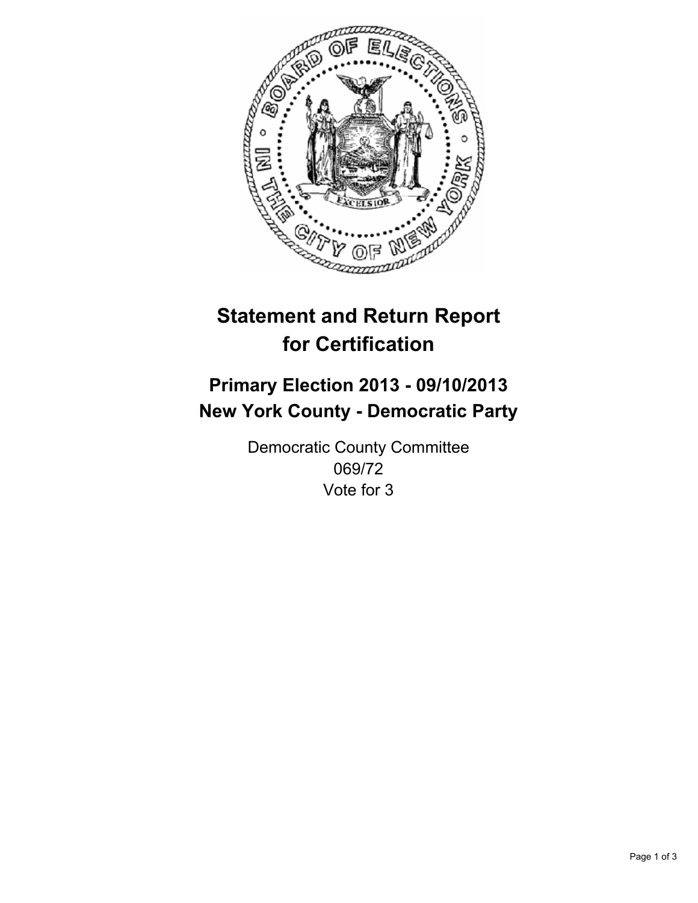# Statement and Return Report for Certification

## Primary Election 2013 - 09/10/2013
## New York County - Democratic Party

Democratic County Committee
069/72
Vote for 3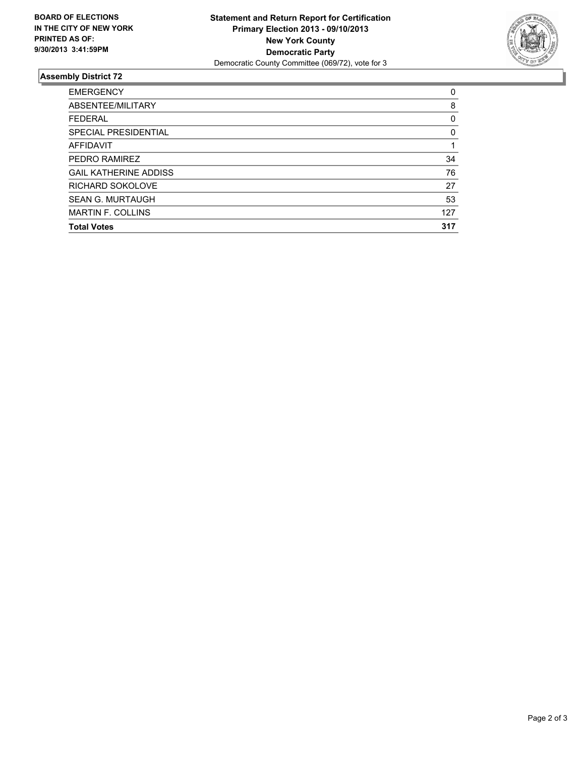**BOARD OF ELECTIONS IN THE CITY OF NEW YORK PRINTED AS OF: 9/30/2013 3:41:59PM**

**Statement and Return Report for Certification**
**Primary Election 2013 - 09/10/2013**
**New York County**
**Democratic Party**
Democratic County Committee (069/72), vote for 3

## Assembly District 72

| | |
|---|---|
| EMERGENCY | 0 |
| ABSENTEE/MILITARY | 8 |
| FEDERAL | 0 |
| SPECIAL PRESIDENTIAL | 0 |
| AFFIDAVIT | 1 |
| PEDRO RAMIREZ | 34 |
| GAIL KATHERINE ADDISS | 76 |
| RICHARD SOKOLOVE | 27 |
| SEAN G. MURTAUGH | 53 |
| MARTIN F. COLLINS | 127 |
| **Total Votes** | **317** |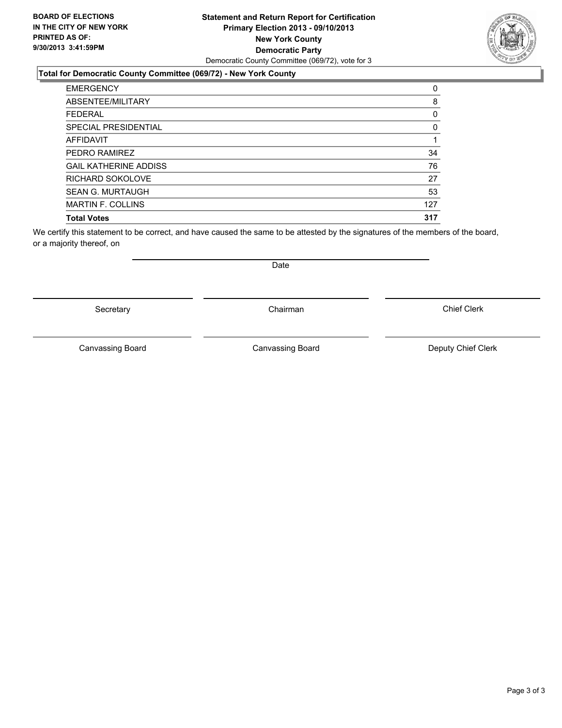**BOARD OF ELECTIONS**
**IN THE CITY OF NEW YORK**
**PRINTED AS OF:**
**9/30/2013 3:41:59PM**

**Statement and Return Report for Certification**
**Primary Election 2013 - 09/10/2013**
**New York County**
**Democratic Party**
Democratic County Committee (069/72), vote for 3

### Total for Democratic County Committee (069/72) - New York County

| | |
|---|---|
| EMERGENCY | 0 |
| ABSENTEE/MILITARY | 8 |
| FEDERAL | 0 |
| SPECIAL PRESIDENTIAL | 0 |
| AFFIDAVIT | 1 |
| PEDRO RAMIREZ | 34 |
| GAIL KATHERINE ADDISS | 76 |
| RICHARD SOKOLOVE | 27 |
| SEAN G. MURTAUGH | 53 |
| MARTIN F. COLLINS | 127 |
| **Total Votes** | **317** |

We certify this statement to be correct, and have caused the same to be attested by the signatures of the members of the board, or a majority thereof, on

Date

Secretary | Chairman | Chief Clerk

Canvassing Board | Canvassing Board | Deputy Chief Clerk